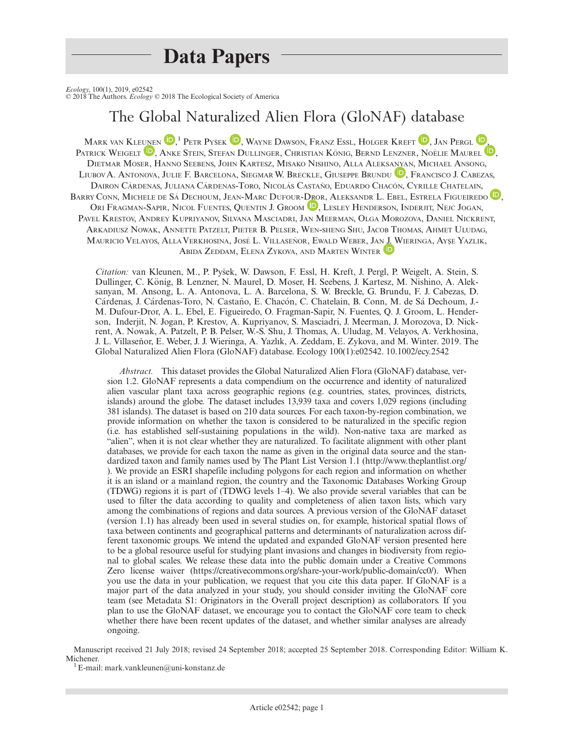# Data Papers

*Ecology*, 100(1), 2019, e02542
© 2018 The Authors. *Ecology* © 2018 The Ecological Society of America

# The Global Naturalized Alien Flora (GloNAF) database

Mark van Kleunen,[1] Petr Pyšek, Wayne Dawson, Franz Essl, Holger Kreft, Jan Pergl, Patrick Weigelt, Anke Stein, Stefan Dullinger, Christian König, Bernd Lenzner, Noëlie Maurel, Dietmar Moser, Hanno Seebens, John Kartesz, Misako Nishino, Alla Aleksanyan, Michael Ansong, Liubov A. Antonova, Julie F. Barcelona, Siegmar W. Breckle, Giuseppe Brundu, Francisco J. Cabezas, Dairon Cárdenas, Juliana Cárdenas-Toro, Nicolás Castaño, Eduardo Chacón, Cyrille Chatelain, Barry Conn, Michele de Sá Dechoum, Jean-Marc Dufour-Dror, Aleksandr L. Ebel, Estrela Figueiredo, Ori Fragman-Sapir, Nicol Fuentes, Quentin J. Groom, Lesley Henderson, Inderjit, Nejc Jogan, Pavel Krestov, Andrey Kupriyanov, Silvana Masciadri, Jan Meerman, Olga Morozova, Daniel Nickrent, Arkadiusz Nowak, Annette Patzelt, Pieter B. Pelser, Wen-sheng Shu, Jacob Thomas, Ahmet Uludag, Mauricio Velayos, Alla Verkhosina, José L. Villaseñor, Ewald Weber, Jan J. Wieringa, Ayşe Yazlık, Abida Zeddam, Elena Zykova, and Marten Winter

*Citation:* van Kleunen, M., P. Pyšek, W. Dawson, F. Essl, H. Kreft, J. Pergl, P. Weigelt, A. Stein, S. Dullinger, C. König, B. Lenzner, N. Maurel, D. Moser, H. Seebens, J. Kartesz, M. Nishino, A. Aleksanyan, M. Ansong, L. A. Antonova, L. A. Barcelona, S. W. Breckle, G. Brundu, F. J. Cabezas, D. Cárdenas, J. Cárdenas-Toro, N. Castaño, E. Chacón, C. Chatelain, B. Conn, M. de Sá Dechoum, J.-M. Dufour-Dror, A. L. Ebel, E. Figueiredo, O. Fragman-Sapir, N. Fuentes, Q. J. Groom, L. Henderson, Inderjit, N. Jogan, P. Krestov, A. Kupriyanov, S. Masciadri, J. Meerman, J. Morozova, D. Nickrent, A. Nowak, A. Patzelt, P. B. Pelser, W.-S. Shu, J. Thomas, A. Uludag, M. Velayos, A. Verkhosina, J. L. Villaseñor, E. Weber, J. J. Wieringa, A. Yazlık, A. Zeddam, E. Zykova, and M. Winter. 2019. The Global Naturalized Alien Flora (GloNAF) database. Ecology 100(1):e02542. 10.1002/ecy.2542

*Abstract.* This dataset provides the Global Naturalized Alien Flora (GloNAF) database, version 1.2. GloNAF represents a data compendium on the occurrence and identity of naturalized alien vascular plant taxa across geographic regions (e.g. countries, states, provinces, districts, islands) around the globe. The dataset includes 13,939 taxa and covers 1,029 regions (including 381 islands). The dataset is based on 210 data sources. For each taxon-by-region combination, we provide information on whether the taxon is considered to be naturalized in the specific region (i.e. has established self-sustaining populations in the wild). Non-native taxa are marked as "alien", when it is not clear whether they are naturalized. To facilitate alignment with other plant databases, we provide for each taxon the name as given in the original data source and the standardized taxon and family names used by The Plant List Version 1.1 (http://www.theplantlist.org/). We provide an ESRI shapefile including polygons for each region and information on whether it is an island or a mainland region, the country and the Taxonomic Databases Working Group (TDWG) regions it is part of (TDWG levels 1–4). We also provide several variables that can be used to filter the data according to quality and completeness of alien taxon lists, which vary among the combinations of regions and data sources. A previous version of the GloNAF dataset (version 1.1) has already been used in several studies on, for example, historical spatial flows of taxa between continents and geographical patterns and determinants of naturalization across different taxonomic groups. We intend the updated and expanded GloNAF version presented here to be a global resource useful for studying plant invasions and changes in biodiversity from regional to global scales. We release these data into the public domain under a Creative Commons Zero license waiver (https://creativecommons.org/share-your-work/public-domain/cc0/). When you use the data in your publication, we request that you cite this data paper. If GloNAF is a major part of the data analyzed in your study, you should consider inviting the GloNAF core team (see Metadata S1: Originators in the Overall project description) as collaborators. If you plan to use the GloNAF dataset, we encourage you to contact the GloNAF core team to check whether there have been recent updates of the dataset, and whether similar analyses are already ongoing.

Manuscript received 21 July 2018; revised 24 September 2018; accepted 25 September 2018. Corresponding Editor: William K. Michener.

[1] E-mail: mark.vankleunen@uni-konstanz.de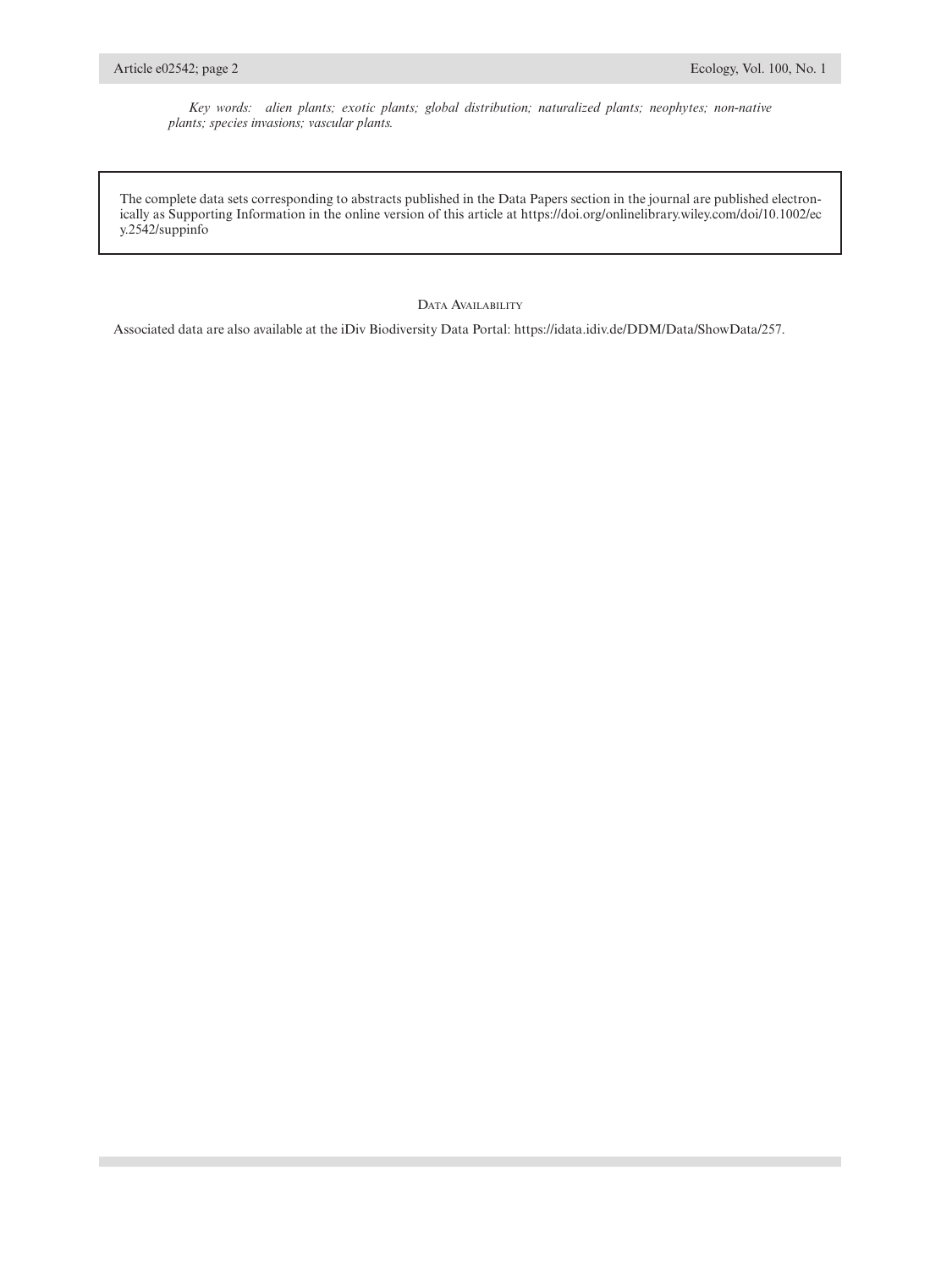*Key words: alien plants; exotic plants; global distribution; naturalized plants; neophytes; non-native plants; species invasions; vascular plants.*

The complete data sets corresponding to abstracts published in the Data Papers section in the journal are published electronically as Supporting Information in the online version of this article at https://doi.org/onlinelibrary.wiley.com/doi/10.1002/ecy.2542/suppinfo

## Data Availability

Associated data are also available at the iDiv Biodiversity Data Portal: https://idata.idiv.de/DDM/Data/ShowData/257.